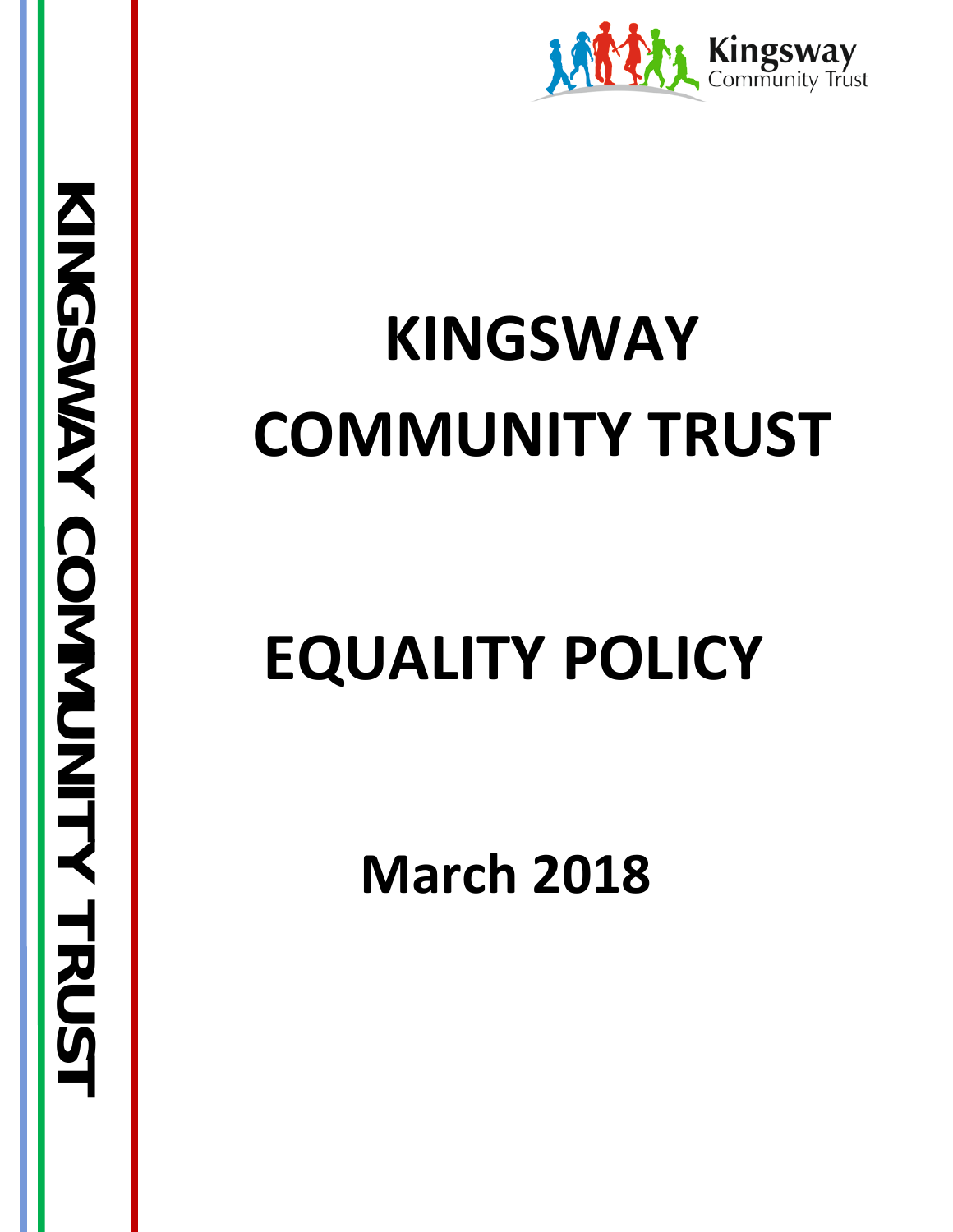# KINGSWAY COMMUNITY TRUST

# EQUALITY POLICY

## March 2018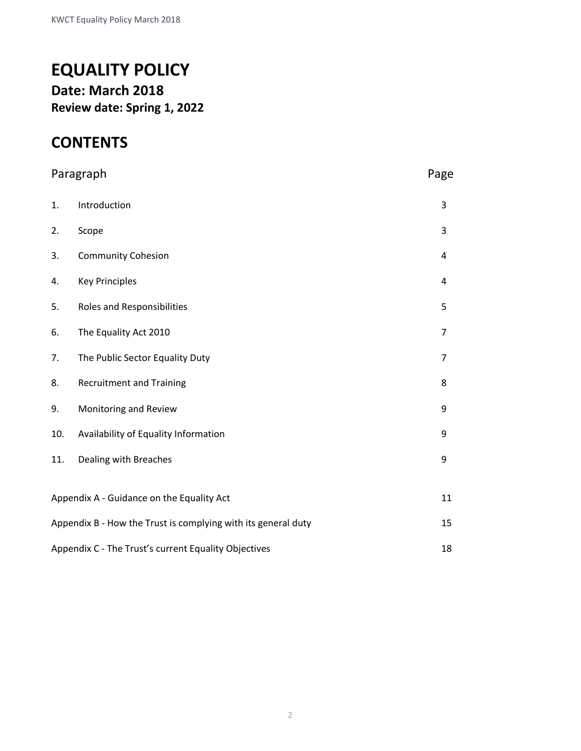# EQUALITY POLICY

**Date: March 2018**

**Review date: Spring 1, 2022**

## CONTENTS

| Paragraph | | Page |
|---|---|---|
| 1. | Introduction | 3 |
| 2. | Scope | 3 |
| 3. | Community Cohesion | 4 |
| 4. | Key Principles | 4 |
| 5. | Roles and Responsibilities | 5 |
| 6. | The Equality Act 2010 | 7 |
| 7. | The Public Sector Equality Duty | 7 |
| 8. | Recruitment and Training | 8 |
| 9. | Monitoring and Review | 9 |
| 10. | Availability of Equality Information | 9 |
| 11. | Dealing with Breaches | 9 |
| Appendix A - Guidance on the Equality Act | | 11 |
| Appendix B - How the Trust is complying with its general duty | | 15 |
| Appendix C - The Trust's current Equality Objectives | | 18 |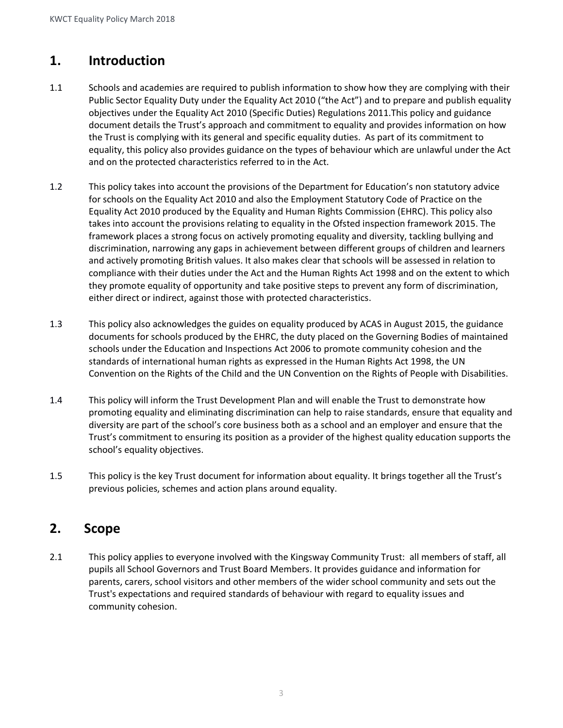## 1. Introduction

1.1 Schools and academies are required to publish information to show how they are complying with their Public Sector Equality Duty under the Equality Act 2010 ("the Act") and to prepare and publish equality objectives under the Equality Act 2010 (Specific Duties) Regulations 2011.This policy and guidance document details the Trust's approach and commitment to equality and provides information on how the Trust is complying with its general and specific equality duties. As part of its commitment to equality, this policy also provides guidance on the types of behaviour which are unlawful under the Act and on the protected characteristics referred to in the Act.

1.2 This policy takes into account the provisions of the Department for Education's non statutory advice for schools on the Equality Act 2010 and also the Employment Statutory Code of Practice on the Equality Act 2010 produced by the Equality and Human Rights Commission (EHRC). This policy also takes into account the provisions relating to equality in the Ofsted inspection framework 2015. The framework places a strong focus on actively promoting equality and diversity, tackling bullying and discrimination, narrowing any gaps in achievement between different groups of children and learners and actively promoting British values. It also makes clear that schools will be assessed in relation to compliance with their duties under the Act and the Human Rights Act 1998 and on the extent to which they promote equality of opportunity and take positive steps to prevent any form of discrimination, either direct or indirect, against those with protected characteristics.

1.3 This policy also acknowledges the guides on equality produced by ACAS in August 2015, the guidance documents for schools produced by the EHRC, the duty placed on the Governing Bodies of maintained schools under the Education and Inspections Act 2006 to promote community cohesion and the standards of international human rights as expressed in the Human Rights Act 1998, the UN Convention on the Rights of the Child and the UN Convention on the Rights of People with Disabilities.

1.4 This policy will inform the Trust Development Plan and will enable the Trust to demonstrate how promoting equality and eliminating discrimination can help to raise standards, ensure that equality and diversity are part of the school's core business both as a school and an employer and ensure that the Trust's commitment to ensuring its position as a provider of the highest quality education supports the school's equality objectives.

1.5 This policy is the key Trust document for information about equality. It brings together all the Trust's previous policies, schemes and action plans around equality.

## 2. Scope

2.1 This policy applies to everyone involved with the Kingsway Community Trust: all members of staff, all pupils all School Governors and Trust Board Members. It provides guidance and information for parents, carers, school visitors and other members of the wider school community and sets out the Trust's expectations and required standards of behaviour with regard to equality issues and community cohesion.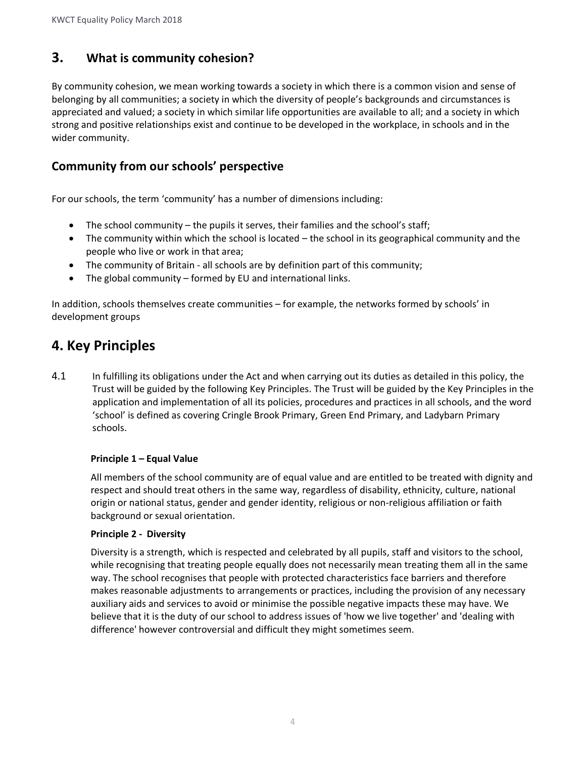## 3. What is community cohesion?

By community cohesion, we mean working towards a society in which there is a common vision and sense of belonging by all communities; a society in which the diversity of people's backgrounds and circumstances is appreciated and valued; a society in which similar life opportunities are available to all; and a society in which strong and positive relationships exist and continue to be developed in the workplace, in schools and in the wider community.

### Community from our schools' perspective

For our schools, the term 'community' has a number of dimensions including:

- The school community – the pupils it serves, their families and the school's staff;
- The community within which the school is located – the school in its geographical community and the people who live or work in that area;
- The community of Britain - all schools are by definition part of this community;
- The global community – formed by EU and international links.

In addition, schools themselves create communities – for example, the networks formed by schools' in development groups

## 4. Key Principles

4.1 In fulfilling its obligations under the Act and when carrying out its duties as detailed in this policy, the Trust will be guided by the following Key Principles. The Trust will be guided by the Key Principles in the application and implementation of all its policies, procedures and practices in all schools, and the word 'school' is defined as covering Cringle Brook Primary, Green End Primary, and Ladybarn Primary schools.

**Principle 1 – Equal Value**

All members of the school community are of equal value and are entitled to be treated with dignity and respect and should treat others in the same way, regardless of disability, ethnicity, culture, national origin or national status, gender and gender identity, religious or non-religious affiliation or faith background or sexual orientation.

**Principle 2 - Diversity**

Diversity is a strength, which is respected and celebrated by all pupils, staff and visitors to the school, while recognising that treating people equally does not necessarily mean treating them all in the same way. The school recognises that people with protected characteristics face barriers and therefore makes reasonable adjustments to arrangements or practices, including the provision of any necessary auxiliary aids and services to avoid or minimise the possible negative impacts these may have. We believe that it is the duty of our school to address issues of 'how we live together' and 'dealing with difference' however controversial and difficult they might sometimes seem.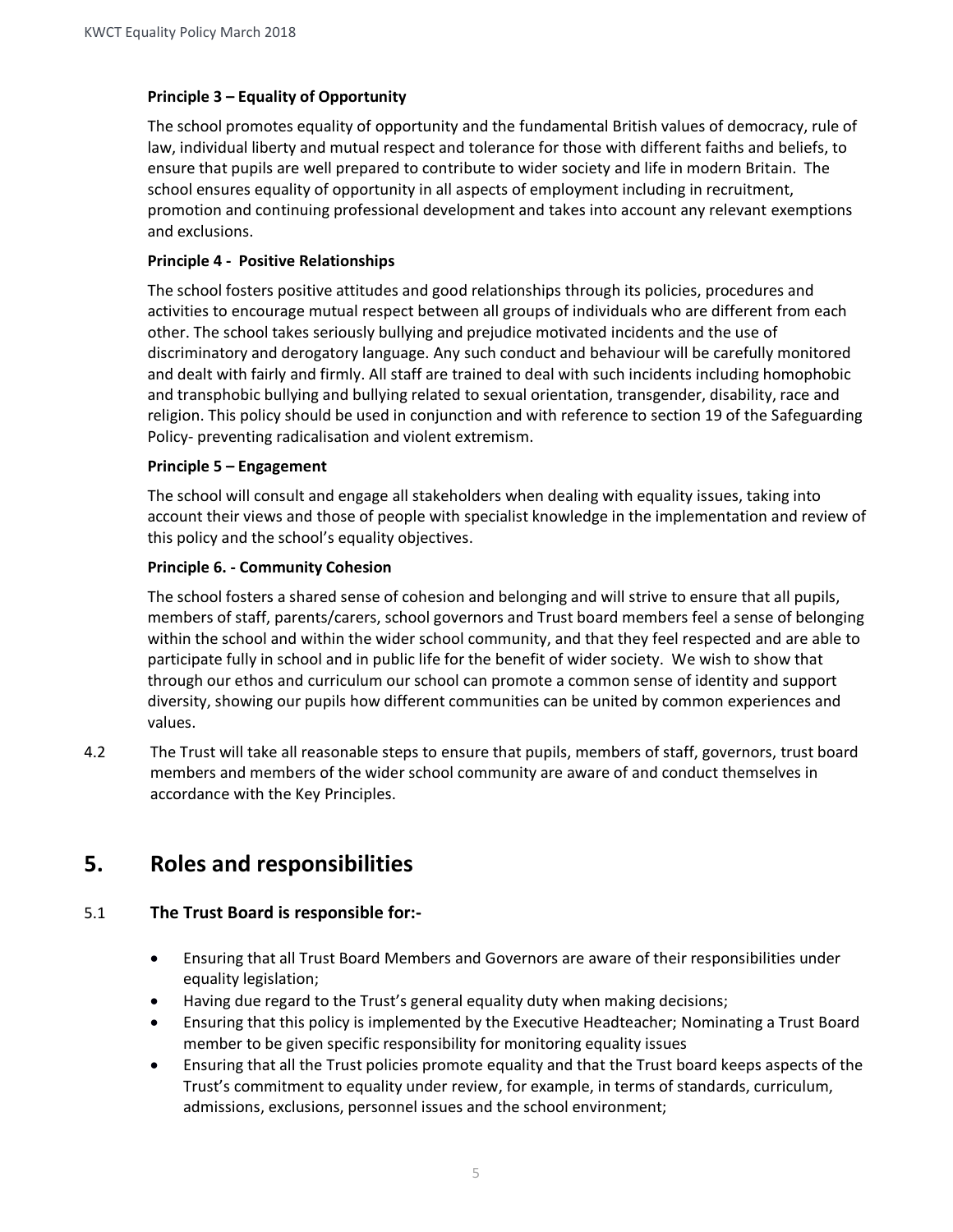**Principle 3 – Equality of Opportunity**

The school promotes equality of opportunity and the fundamental British values of democracy, rule of law, individual liberty and mutual respect and tolerance for those with different faiths and beliefs, to ensure that pupils are well prepared to contribute to wider society and life in modern Britain. The school ensures equality of opportunity in all aspects of employment including in recruitment, promotion and continuing professional development and takes into account any relevant exemptions and exclusions.

**Principle 4 - Positive Relationships**

The school fosters positive attitudes and good relationships through its policies, procedures and activities to encourage mutual respect between all groups of individuals who are different from each other. The school takes seriously bullying and prejudice motivated incidents and the use of discriminatory and derogatory language. Any such conduct and behaviour will be carefully monitored and dealt with fairly and firmly. All staff are trained to deal with such incidents including homophobic and transphobic bullying and bullying related to sexual orientation, transgender, disability, race and religion. This policy should be used in conjunction and with reference to section 19 of the Safeguarding Policy- preventing radicalisation and violent extremism.

**Principle 5 – Engagement**

The school will consult and engage all stakeholders when dealing with equality issues, taking into account their views and those of people with specialist knowledge in the implementation and review of this policy and the school's equality objectives.

**Principle 6. - Community Cohesion**

The school fosters a shared sense of cohesion and belonging and will strive to ensure that all pupils, members of staff, parents/carers, school governors and Trust board members feel a sense of belonging within the school and within the wider school community, and that they feel respected and are able to participate fully in school and in public life for the benefit of wider society. We wish to show that through our ethos and curriculum our school can promote a common sense of identity and support diversity, showing our pupils how different communities can be united by common experiences and values.

4.2 The Trust will take all reasonable steps to ensure that pupils, members of staff, governors, trust board members and members of the wider school community are aware of and conduct themselves in accordance with the Key Principles.

# 5. Roles and responsibilities

5.1 **The Trust Board is responsible for:-**

- Ensuring that all Trust Board Members and Governors are aware of their responsibilities under equality legislation;
- Having due regard to the Trust's general equality duty when making decisions;
- Ensuring that this policy is implemented by the Executive Headteacher; Nominating a Trust Board member to be given specific responsibility for monitoring equality issues
- Ensuring that all the Trust policies promote equality and that the Trust board keeps aspects of the Trust's commitment to equality under review, for example, in terms of standards, curriculum, admissions, exclusions, personnel issues and the school environment;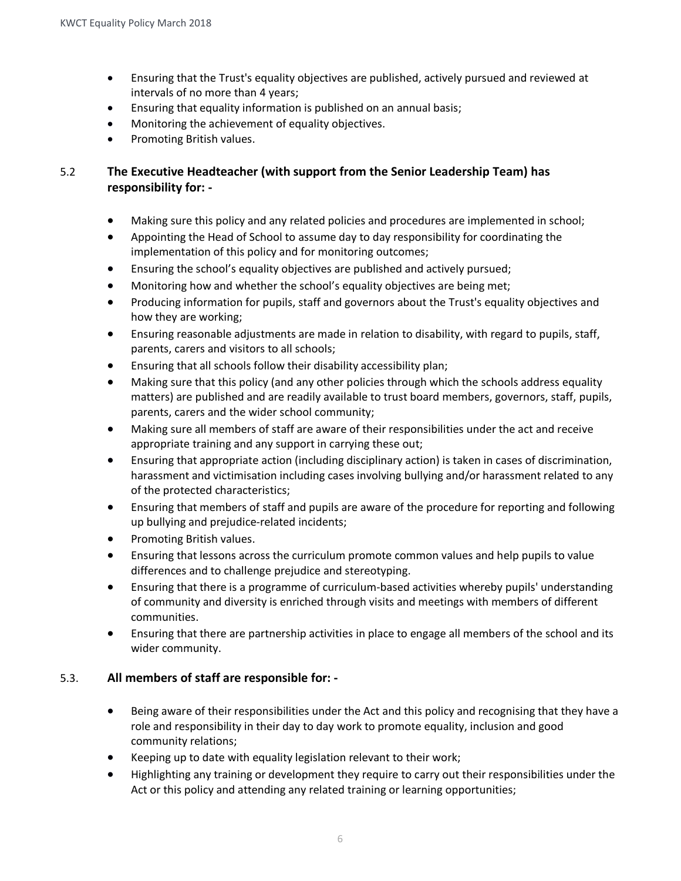- Ensuring that the Trust's equality objectives are published, actively pursued and reviewed at intervals of no more than 4 years;
- Ensuring that equality information is published on an annual basis;
- Monitoring the achievement of equality objectives.
- Promoting British values.

## 5.2 The Executive Headteacher (with support from the Senior Leadership Team) has responsibility for: -

- Making sure this policy and any related policies and procedures are implemented in school;
- Appointing the Head of School to assume day to day responsibility for coordinating the implementation of this policy and for monitoring outcomes;
- Ensuring the school's equality objectives are published and actively pursued;
- Monitoring how and whether the school's equality objectives are being met;
- Producing information for pupils, staff and governors about the Trust's equality objectives and how they are working;
- Ensuring reasonable adjustments are made in relation to disability, with regard to pupils, staff, parents, carers and visitors to all schools;
- Ensuring that all schools follow their disability accessibility plan;
- Making sure that this policy (and any other policies through which the schools address equality matters) are published and are readily available to trust board members, governors, staff, pupils, parents, carers and the wider school community;
- Making sure all members of staff are aware of their responsibilities under the act and receive appropriate training and any support in carrying these out;
- Ensuring that appropriate action (including disciplinary action) is taken in cases of discrimination, harassment and victimisation including cases involving bullying and/or harassment related to any of the protected characteristics;
- Ensuring that members of staff and pupils are aware of the procedure for reporting and following up bullying and prejudice-related incidents;
- Promoting British values.
- Ensuring that lessons across the curriculum promote common values and help pupils to value differences and to challenge prejudice and stereotyping.
- Ensuring that there is a programme of curriculum-based activities whereby pupils' understanding of community and diversity is enriched through visits and meetings with members of different communities.
- Ensuring that there are partnership activities in place to engage all members of the school and its wider community.

## 5.3. All members of staff are responsible for: -

- Being aware of their responsibilities under the Act and this policy and recognising that they have a role and responsibility in their day to day work to promote equality, inclusion and good community relations;
- Keeping up to date with equality legislation relevant to their work;
- Highlighting any training or development they require to carry out their responsibilities under the Act or this policy and attending any related training or learning opportunities;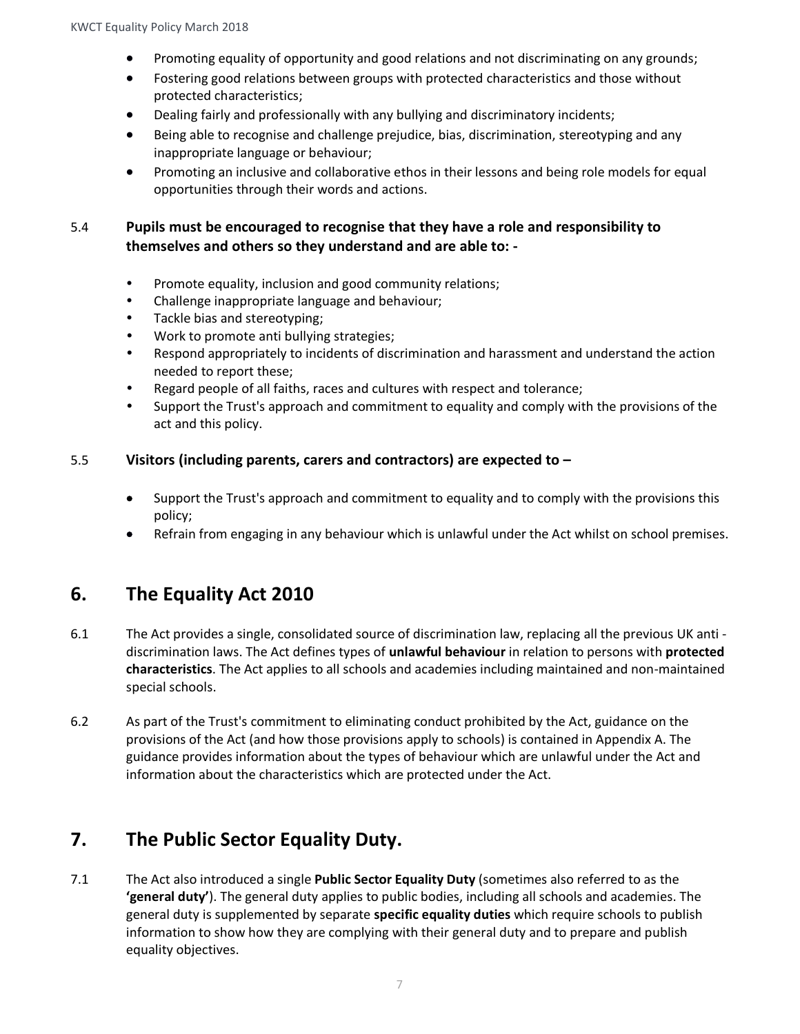- Promoting equality of opportunity and good relations and not discriminating on any grounds;
- Fostering good relations between groups with protected characteristics and those without protected characteristics;
- Dealing fairly and professionally with any bullying and discriminatory incidents;
- Being able to recognise and challenge prejudice, bias, discrimination, stereotyping and any inappropriate language or behaviour;
- Promoting an inclusive and collaborative ethos in their lessons and being role models for equal opportunities through their words and actions.

5.4 **Pupils must be encouraged to recognise that they have a role and responsibility to themselves and others so they understand and are able to: -**

- Promote equality, inclusion and good community relations;
- Challenge inappropriate language and behaviour;
- Tackle bias and stereotyping;
- Work to promote anti bullying strategies;
- Respond appropriately to incidents of discrimination and harassment and understand the action needed to report these;
- Regard people of all faiths, races and cultures with respect and tolerance;
- Support the Trust's approach and commitment to equality and comply with the provisions of the act and this policy.

5.5 **Visitors (including parents, carers and contractors) are expected to –**

- Support the Trust's approach and commitment to equality and to comply with the provisions this policy;
- Refrain from engaging in any behaviour which is unlawful under the Act whilst on school premises.

## 6. The Equality Act 2010

6.1 The Act provides a single, consolidated source of discrimination law, replacing all the previous UK anti - discrimination laws. The Act defines types of **unlawful behaviour** in relation to persons with **protected characteristics**. The Act applies to all schools and academies including maintained and non-maintained special schools.

6.2 As part of the Trust's commitment to eliminating conduct prohibited by the Act, guidance on the provisions of the Act (and how those provisions apply to schools) is contained in Appendix A. The guidance provides information about the types of behaviour which are unlawful under the Act and information about the characteristics which are protected under the Act.

## 7. The Public Sector Equality Duty.

7.1 The Act also introduced a single **Public Sector Equality Duty** (sometimes also referred to as the **'general duty'**). The general duty applies to public bodies, including all schools and academies. The general duty is supplemented by separate **specific equality duties** which require schools to publish information to show how they are complying with their general duty and to prepare and publish equality objectives.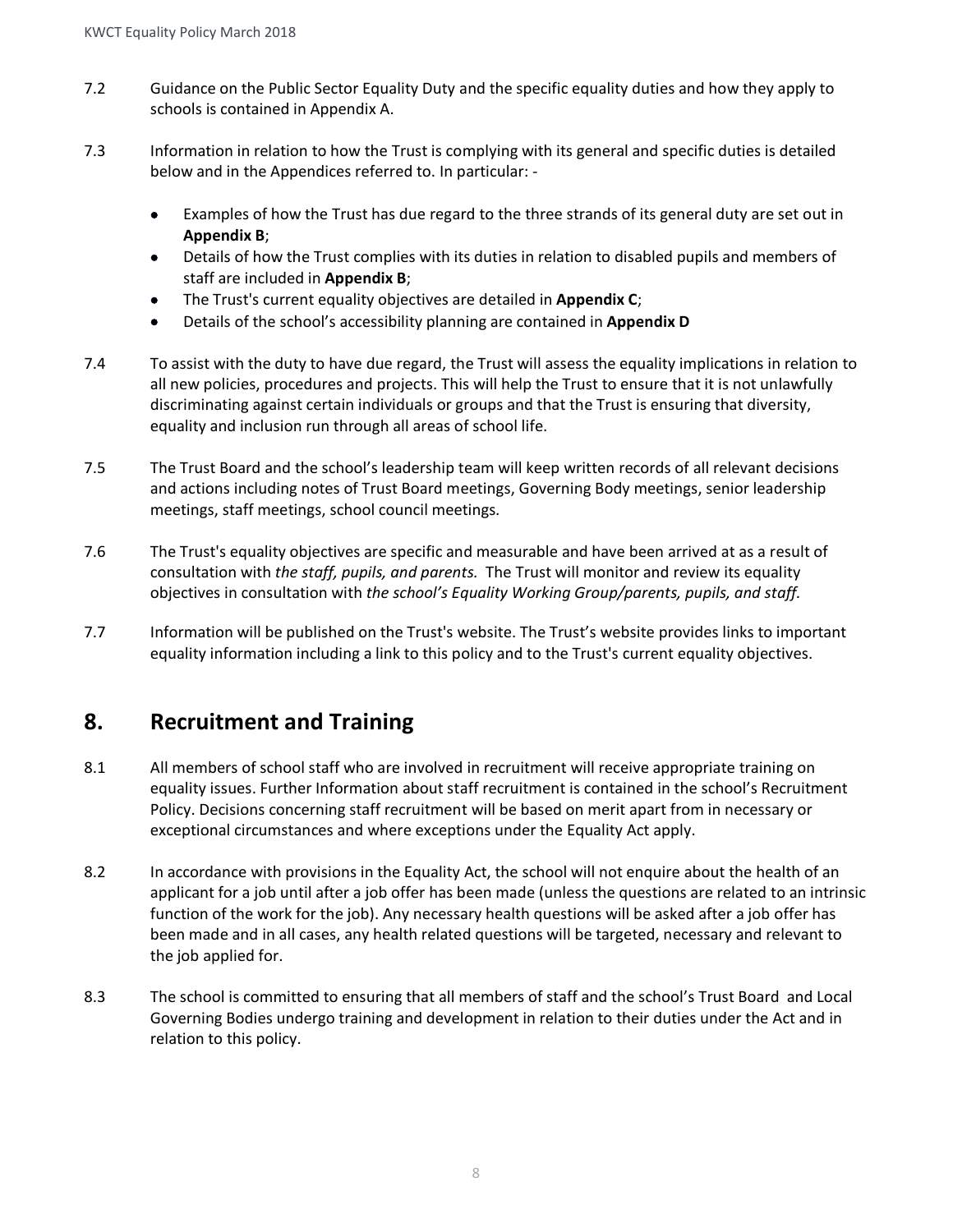7.2 Guidance on the Public Sector Equality Duty and the specific equality duties and how they apply to schools is contained in Appendix A.

7.3 Information in relation to how the Trust is complying with its general and specific duties is detailed below and in the Appendices referred to. In particular: -

- Examples of how the Trust has due regard to the three strands of its general duty are set out in **Appendix B**;
- Details of how the Trust complies with its duties in relation to disabled pupils and members of staff are included in **Appendix B**;
- The Trust's current equality objectives are detailed in **Appendix C**;
- Details of the school's accessibility planning are contained in **Appendix D**

7.4 To assist with the duty to have due regard, the Trust will assess the equality implications in relation to all new policies, procedures and projects. This will help the Trust to ensure that it is not unlawfully discriminating against certain individuals or groups and that the Trust is ensuring that diversity, equality and inclusion run through all areas of school life.

7.5 The Trust Board and the school's leadership team will keep written records of all relevant decisions and actions including notes of Trust Board meetings, Governing Body meetings, senior leadership meetings, staff meetings, school council meetings.

7.6 The Trust's equality objectives are specific and measurable and have been arrived at as a result of consultation with *the staff, pupils, and parents.* The Trust will monitor and review its equality objectives in consultation with *the school's Equality Working Group/parents, pupils, and staff.*

7.7 Information will be published on the Trust's website. The Trust's website provides links to important equality information including a link to this policy and to the Trust's current equality objectives.

## 8. Recruitment and Training

8.1 All members of school staff who are involved in recruitment will receive appropriate training on equality issues. Further Information about staff recruitment is contained in the school's Recruitment Policy. Decisions concerning staff recruitment will be based on merit apart from in necessary or exceptional circumstances and where exceptions under the Equality Act apply.

8.2 In accordance with provisions in the Equality Act, the school will not enquire about the health of an applicant for a job until after a job offer has been made (unless the questions are related to an intrinsic function of the work for the job). Any necessary health questions will be asked after a job offer has been made and in all cases, any health related questions will be targeted, necessary and relevant to the job applied for.

8.3 The school is committed to ensuring that all members of staff and the school's Trust Board and Local Governing Bodies undergo training and development in relation to their duties under the Act and in relation to this policy.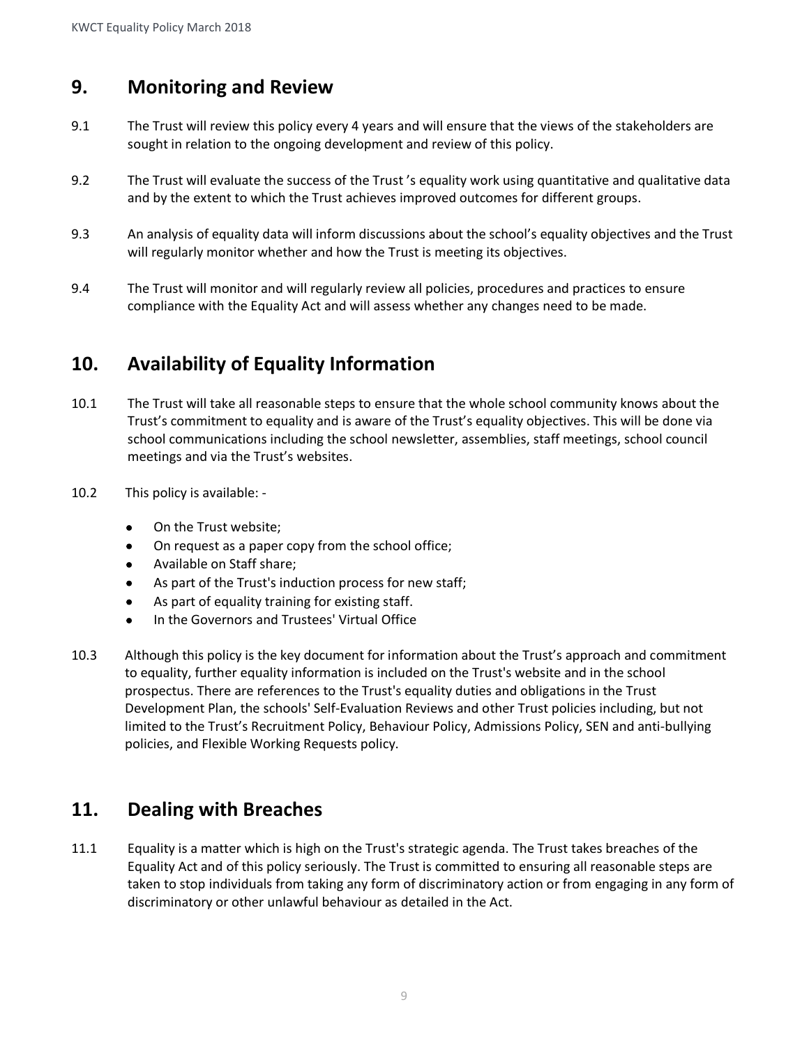## 9. Monitoring and Review

9.1 The Trust will review this policy every 4 years and will ensure that the views of the stakeholders are sought in relation to the ongoing development and review of this policy.

9.2 The Trust will evaluate the success of the Trust 's equality work using quantitative and qualitative data and by the extent to which the Trust achieves improved outcomes for different groups.

9.3 An analysis of equality data will inform discussions about the school's equality objectives and the Trust will regularly monitor whether and how the Trust is meeting its objectives.

9.4 The Trust will monitor and will regularly review all policies, procedures and practices to ensure compliance with the Equality Act and will assess whether any changes need to be made.

## 10. Availability of Equality Information

10.1 The Trust will take all reasonable steps to ensure that the whole school community knows about the Trust's commitment to equality and is aware of the Trust's equality objectives. This will be done via school communications including the school newsletter, assemblies, staff meetings, school council meetings and via the Trust's websites.

10.2 This policy is available: -

- On the Trust website;
- On request as a paper copy from the school office;
- Available on Staff share;
- As part of the Trust's induction process for new staff;
- As part of equality training for existing staff.
- In the Governors and Trustees' Virtual Office

10.3 Although this policy is the key document for information about the Trust's approach and commitment to equality, further equality information is included on the Trust's website and in the school prospectus. There are references to the Trust's equality duties and obligations in the Trust Development Plan, the schools' Self-Evaluation Reviews and other Trust policies including, but not limited to the Trust's Recruitment Policy, Behaviour Policy, Admissions Policy, SEN and anti-bullying policies, and Flexible Working Requests policy.

## 11. Dealing with Breaches

11.1 Equality is a matter which is high on the Trust's strategic agenda. The Trust takes breaches of the Equality Act and of this policy seriously. The Trust is committed to ensuring all reasonable steps are taken to stop individuals from taking any form of discriminatory action or from engaging in any form of discriminatory or other unlawful behaviour as detailed in the Act.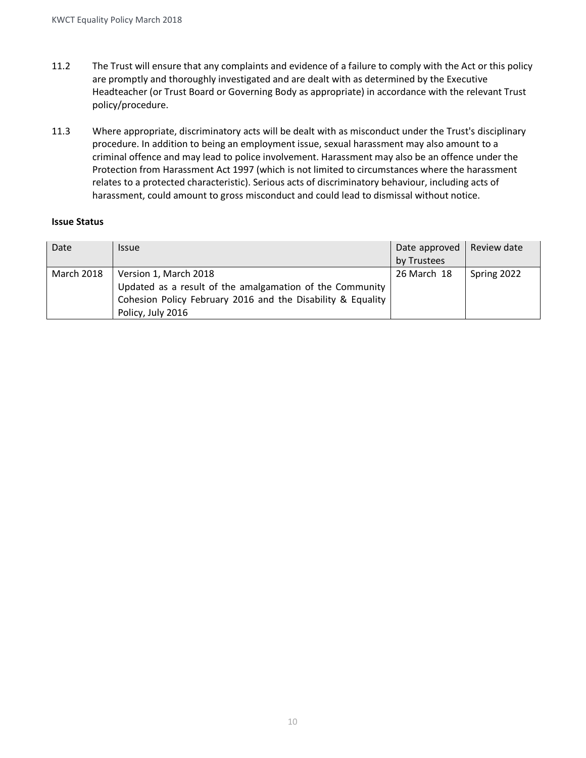11.2 The Trust will ensure that any complaints and evidence of a failure to comply with the Act or this policy are promptly and thoroughly investigated and are dealt with as determined by the Executive Headteacher (or Trust Board or Governing Body as appropriate) in accordance with the relevant Trust policy/procedure.

11.3 Where appropriate, discriminatory acts will be dealt with as misconduct under the Trust's disciplinary procedure. In addition to being an employment issue, sexual harassment may also amount to a criminal offence and may lead to police involvement. Harassment may also be an offence under the Protection from Harassment Act 1997 (which is not limited to circumstances where the harassment relates to a protected characteristic). Serious acts of discriminatory behaviour, including acts of harassment, could amount to gross misconduct and could lead to dismissal without notice.

**Issue Status**

| Date | Issue | Date approved by Trustees | Review date |
|---|---|---|---|
| March 2018 | Version 1, March 2018<br>Updated as a result of the amalgamation of the Community Cohesion Policy February 2016 and the Disability & Equality Policy, July 2016 | 26 March 18 | Spring 2022 |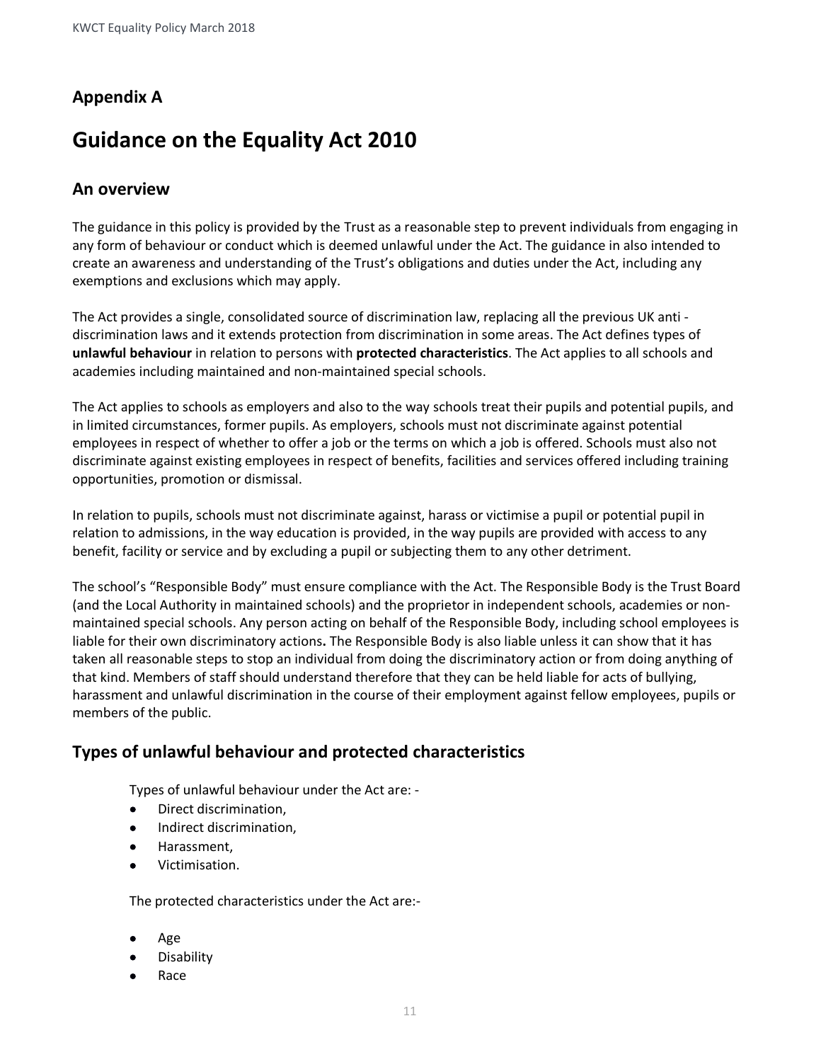## Appendix A

# Guidance on the Equality Act 2010

## An overview

The guidance in this policy is provided by the Trust as a reasonable step to prevent individuals from engaging in any form of behaviour or conduct which is deemed unlawful under the Act. The guidance in also intended to create an awareness and understanding of the Trust's obligations and duties under the Act, including any exemptions and exclusions which may apply.

The Act provides a single, consolidated source of discrimination law, replacing all the previous UK anti - discrimination laws and it extends protection from discrimination in some areas. The Act defines types of **unlawful behaviour** in relation to persons with **protected characteristics**. The Act applies to all schools and academies including maintained and non-maintained special schools.

The Act applies to schools as employers and also to the way schools treat their pupils and potential pupils, and in limited circumstances, former pupils. As employers, schools must not discriminate against potential employees in respect of whether to offer a job or the terms on which a job is offered. Schools must also not discriminate against existing employees in respect of benefits, facilities and services offered including training opportunities, promotion or dismissal.

In relation to pupils, schools must not discriminate against, harass or victimise a pupil or potential pupil in relation to admissions, in the way education is provided, in the way pupils are provided with access to any benefit, facility or service and by excluding a pupil or subjecting them to any other detriment.

The school's "Responsible Body" must ensure compliance with the Act. The Responsible Body is the Trust Board (and the Local Authority in maintained schools) and the proprietor in independent schools, academies or non-maintained special schools. Any person acting on behalf of the Responsible Body, including school employees is liable for their own discriminatory actions**.** The Responsible Body is also liable unless it can show that it has taken all reasonable steps to stop an individual from doing the discriminatory action or from doing anything of that kind. Members of staff should understand therefore that they can be held liable for acts of bullying, harassment and unlawful discrimination in the course of their employment against fellow employees, pupils or members of the public.

## Types of unlawful behaviour and protected characteristics

Types of unlawful behaviour under the Act are: -

- Direct discrimination,
- Indirect discrimination,
- Harassment,
- Victimisation.

The protected characteristics under the Act are:-

- Age
- Disability
- Race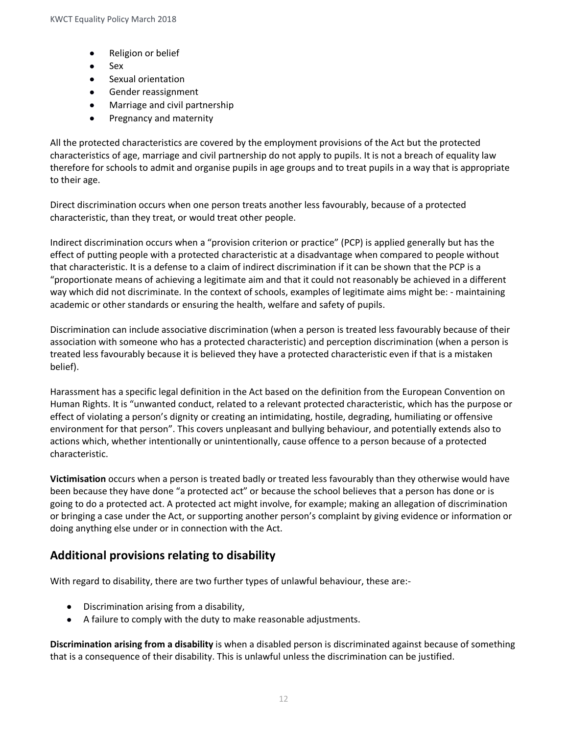- Religion or belief
- Sex
- Sexual orientation
- Gender reassignment
- Marriage and civil partnership
- Pregnancy and maternity

All the protected characteristics are covered by the employment provisions of the Act but the protected characteristics of age, marriage and civil partnership do not apply to pupils. It is not a breach of equality law therefore for schools to admit and organise pupils in age groups and to treat pupils in a way that is appropriate to their age.

Direct discrimination occurs when one person treats another less favourably, because of a protected characteristic, than they treat, or would treat other people.

Indirect discrimination occurs when a "provision criterion or practice" (PCP) is applied generally but has the effect of putting people with a protected characteristic at a disadvantage when compared to people without that characteristic. It is a defense to a claim of indirect discrimination if it can be shown that the PCP is a "proportionate means of achieving a legitimate aim and that it could not reasonably be achieved in a different way which did not discriminate. In the context of schools, examples of legitimate aims might be: - maintaining academic or other standards or ensuring the health, welfare and safety of pupils.

Discrimination can include associative discrimination (when a person is treated less favourably because of their association with someone who has a protected characteristic) and perception discrimination (when a person is treated less favourably because it is believed they have a protected characteristic even if that is a mistaken belief).

Harassment has a specific legal definition in the Act based on the definition from the European Convention on Human Rights. It is "unwanted conduct, related to a relevant protected characteristic, which has the purpose or effect of violating a person's dignity or creating an intimidating, hostile, degrading, humiliating or offensive environment for that person". This covers unpleasant and bullying behaviour, and potentially extends also to actions which, whether intentionally or unintentionally, cause offence to a person because of a protected characteristic.

**Victimisation** occurs when a person is treated badly or treated less favourably than they otherwise would have been because they have done "a protected act" or because the school believes that a person has done or is going to do a protected act. A protected act might involve, for example; making an allegation of discrimination or bringing a case under the Act, or supporting another person's complaint by giving evidence or information or doing anything else under or in connection with the Act.

## Additional provisions relating to disability

With regard to disability, there are two further types of unlawful behaviour, these are:-

- Discrimination arising from a disability,
- A failure to comply with the duty to make reasonable adjustments.

**Discrimination arising from a disability** is when a disabled person is discriminated against because of something that is a consequence of their disability. This is unlawful unless the discrimination can be justified.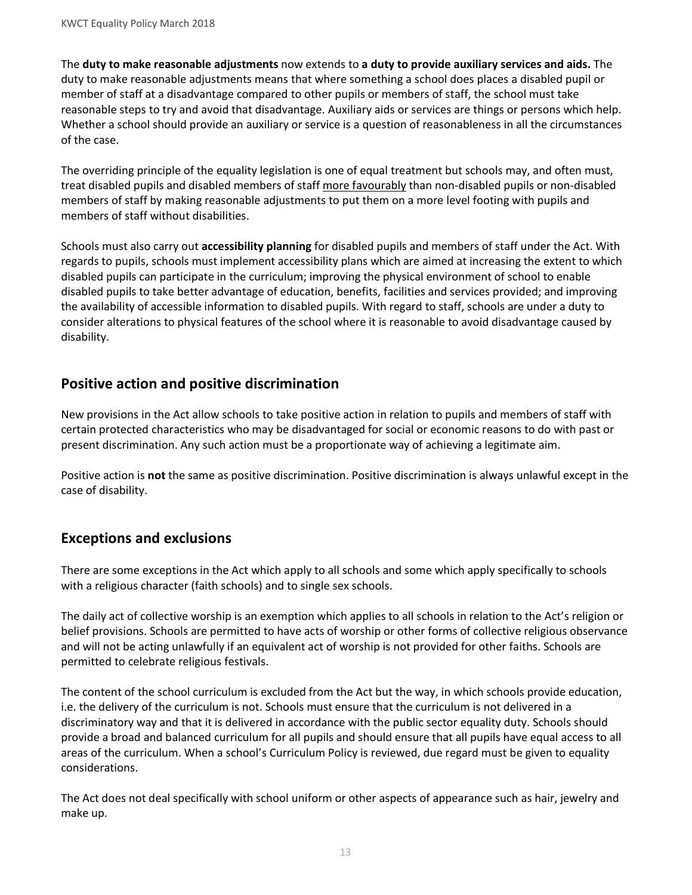The **duty to make reasonable adjustments** now extends to **a duty to provide auxiliary services and aids.** The duty to make reasonable adjustments means that where something a school does places a disabled pupil or member of staff at a disadvantage compared to other pupils or members of staff, the school must take reasonable steps to try and avoid that disadvantage. Auxiliary aids or services are things or persons which help. Whether a school should provide an auxiliary or service is a question of reasonableness in all the circumstances of the case.

The overriding principle of the equality legislation is one of equal treatment but schools may, and often must, treat disabled pupils and disabled members of staff more favourably than non-disabled pupils or non-disabled members of staff by making reasonable adjustments to put them on a more level footing with pupils and members of staff without disabilities.

Schools must also carry out **accessibility planning** for disabled pupils and members of staff under the Act. With regards to pupils, schools must implement accessibility plans which are aimed at increasing the extent to which disabled pupils can participate in the curriculum; improving the physical environment of school to enable disabled pupils to take better advantage of education, benefits, facilities and services provided; and improving the availability of accessible information to disabled pupils. With regard to staff, schools are under a duty to consider alterations to physical features of the school where it is reasonable to avoid disadvantage caused by disability.

## Positive action and positive discrimination

New provisions in the Act allow schools to take positive action in relation to pupils and members of staff with certain protected characteristics who may be disadvantaged for social or economic reasons to do with past or present discrimination. Any such action must be a proportionate way of achieving a legitimate aim.

Positive action is **not** the same as positive discrimination. Positive discrimination is always unlawful except in the case of disability.

## Exceptions and exclusions

There are some exceptions in the Act which apply to all schools and some which apply specifically to schools with a religious character (faith schools) and to single sex schools.

The daily act of collective worship is an exemption which applies to all schools in relation to the Act's religion or belief provisions. Schools are permitted to have acts of worship or other forms of collective religious observance and will not be acting unlawfully if an equivalent act of worship is not provided for other faiths. Schools are permitted to celebrate religious festivals.

The content of the school curriculum is excluded from the Act but the way, in which schools provide education, i.e. the delivery of the curriculum is not. Schools must ensure that the curriculum is not delivered in a discriminatory way and that it is delivered in accordance with the public sector equality duty. Schools should provide a broad and balanced curriculum for all pupils and should ensure that all pupils have equal access to all areas of the curriculum. When a school's Curriculum Policy is reviewed, due regard must be given to equality considerations.

The Act does not deal specifically with school uniform or other aspects of appearance such as hair, jewelry and make up.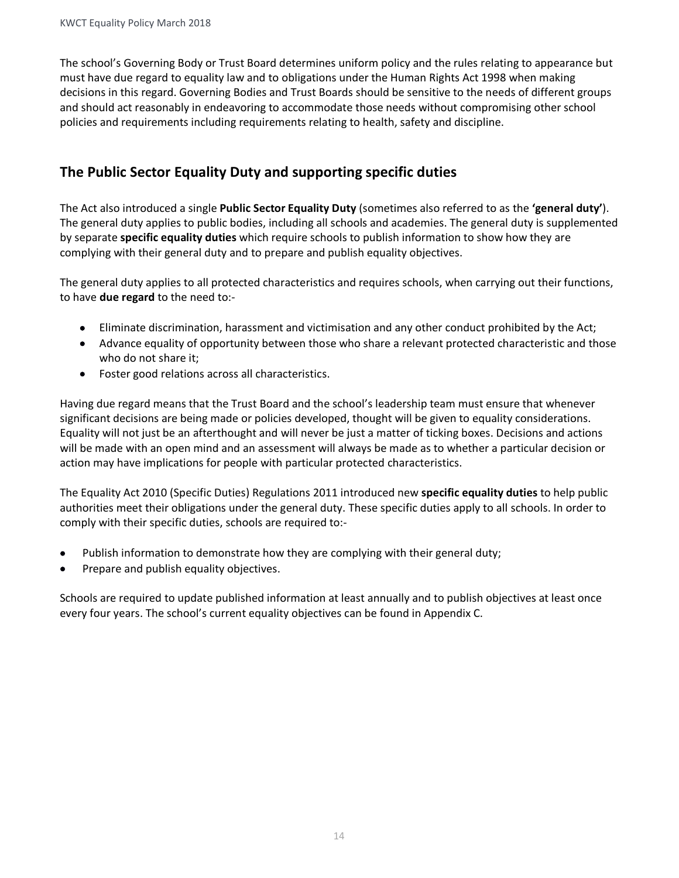The school's Governing Body or Trust Board determines uniform policy and the rules relating to appearance but must have due regard to equality law and to obligations under the Human Rights Act 1998 when making decisions in this regard. Governing Bodies and Trust Boards should be sensitive to the needs of different groups and should act reasonably in endeavoring to accommodate those needs without compromising other school policies and requirements including requirements relating to health, safety and discipline.

## The Public Sector Equality Duty and supporting specific duties

The Act also introduced a single **Public Sector Equality Duty** (sometimes also referred to as the **'general duty'**). The general duty applies to public bodies, including all schools and academies. The general duty is supplemented by separate **specific equality duties** which require schools to publish information to show how they are complying with their general duty and to prepare and publish equality objectives.

The general duty applies to all protected characteristics and requires schools, when carrying out their functions, to have **due regard** to the need to:-

- Eliminate discrimination, harassment and victimisation and any other conduct prohibited by the Act;
- Advance equality of opportunity between those who share a relevant protected characteristic and those who do not share it;
- Foster good relations across all characteristics.

Having due regard means that the Trust Board and the school's leadership team must ensure that whenever significant decisions are being made or policies developed, thought will be given to equality considerations. Equality will not just be an afterthought and will never be just a matter of ticking boxes. Decisions and actions will be made with an open mind and an assessment will always be made as to whether a particular decision or action may have implications for people with particular protected characteristics.

The Equality Act 2010 (Specific Duties) Regulations 2011 introduced new **specific equality duties** to help public authorities meet their obligations under the general duty. These specific duties apply to all schools. In order to comply with their specific duties, schools are required to:-

- Publish information to demonstrate how they are complying with their general duty;
- Prepare and publish equality objectives.

Schools are required to update published information at least annually and to publish objectives at least once every four years. The school's current equality objectives can be found in Appendix C.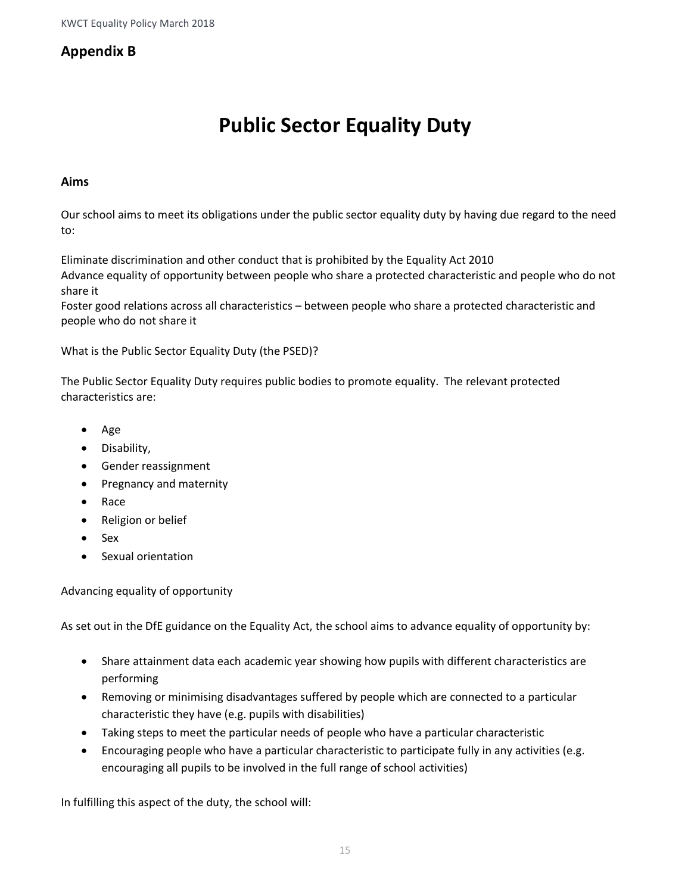## Appendix B

# Public Sector Equality Duty

### Aims

Our school aims to meet its obligations under the public sector equality duty by having due regard to the need to:

Eliminate discrimination and other conduct that is prohibited by the Equality Act 2010
Advance equality of opportunity between people who share a protected characteristic and people who do not share it
Foster good relations across all characteristics – between people who share a protected characteristic and people who do not share it

What is the Public Sector Equality Duty (the PSED)?

The Public Sector Equality Duty requires public bodies to promote equality. The relevant protected characteristics are:

- Age
- Disability,
- Gender reassignment
- Pregnancy and maternity
- Race
- Religion or belief
- Sex
- Sexual orientation

Advancing equality of opportunity

As set out in the DfE guidance on the Equality Act, the school aims to advance equality of opportunity by:

- Share attainment data each academic year showing how pupils with different characteristics are performing
- Removing or minimising disadvantages suffered by people which are connected to a particular characteristic they have (e.g. pupils with disabilities)
- Taking steps to meet the particular needs of people who have a particular characteristic
- Encouraging people who have a particular characteristic to participate fully in any activities (e.g. encouraging all pupils to be involved in the full range of school activities)

In fulfilling this aspect of the duty, the school will: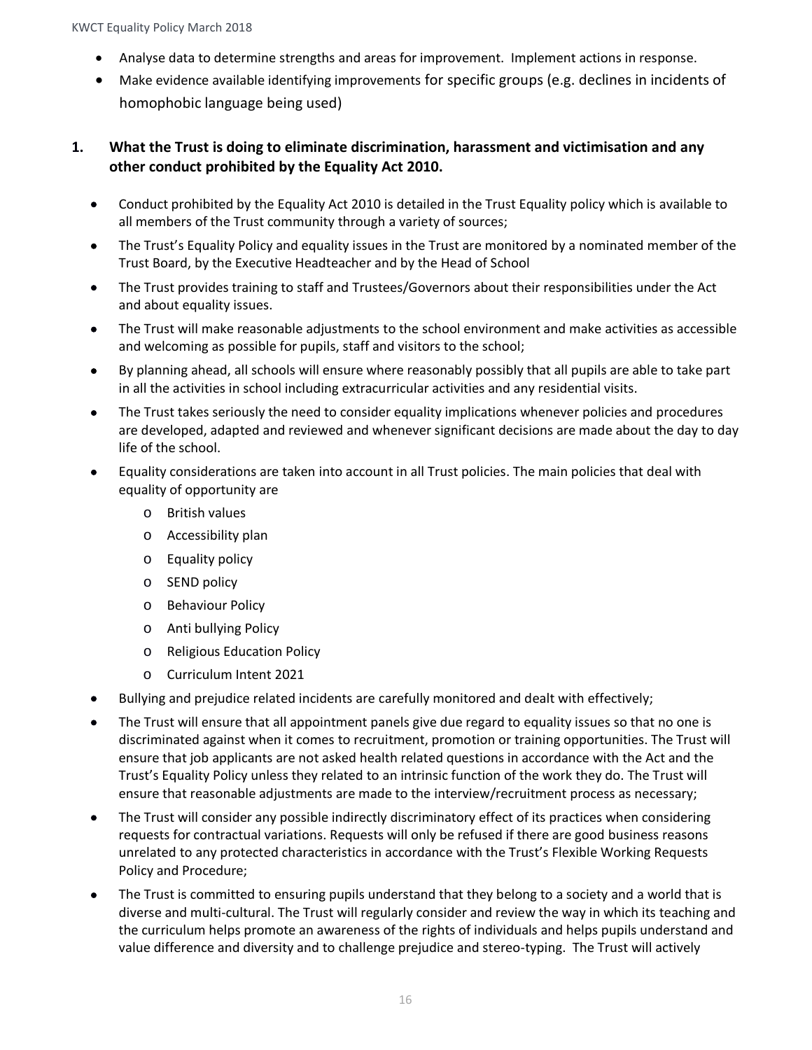- Analyse data to determine strengths and areas for improvement. Implement actions in response.
- Make evidence available identifying improvements for specific groups (e.g. declines in incidents of homophobic language being used)

## 1. What the Trust is doing to eliminate discrimination, harassment and victimisation and any other conduct prohibited by the Equality Act 2010.

- Conduct prohibited by the Equality Act 2010 is detailed in the Trust Equality policy which is available to all members of the Trust community through a variety of sources;
- The Trust's Equality Policy and equality issues in the Trust are monitored by a nominated member of the Trust Board, by the Executive Headteacher and by the Head of School
- The Trust provides training to staff and Trustees/Governors about their responsibilities under the Act and about equality issues.
- The Trust will make reasonable adjustments to the school environment and make activities as accessible and welcoming as possible for pupils, staff and visitors to the school;
- By planning ahead, all schools will ensure where reasonably possibly that all pupils are able to take part in all the activities in school including extracurricular activities and any residential visits.
- The Trust takes seriously the need to consider equality implications whenever policies and procedures are developed, adapted and reviewed and whenever significant decisions are made about the day to day life of the school.
- Equality considerations are taken into account in all Trust policies. The main policies that deal with equality of opportunity are
  - British values
  - Accessibility plan
  - Equality policy
  - SEND policy
  - Behaviour Policy
  - Anti bullying Policy
  - Religious Education Policy
  - Curriculum Intent 2021
- Bullying and prejudice related incidents are carefully monitored and dealt with effectively;
- The Trust will ensure that all appointment panels give due regard to equality issues so that no one is discriminated against when it comes to recruitment, promotion or training opportunities. The Trust will ensure that job applicants are not asked health related questions in accordance with the Act and the Trust's Equality Policy unless they related to an intrinsic function of the work they do. The Trust will ensure that reasonable adjustments are made to the interview/recruitment process as necessary;
- The Trust will consider any possible indirectly discriminatory effect of its practices when considering requests for contractual variations. Requests will only be refused if there are good business reasons unrelated to any protected characteristics in accordance with the Trust's Flexible Working Requests Policy and Procedure;
- The Trust is committed to ensuring pupils understand that they belong to a society and a world that is diverse and multi-cultural. The Trust will regularly consider and review the way in which its teaching and the curriculum helps promote an awareness of the rights of individuals and helps pupils understand and value difference and diversity and to challenge prejudice and stereo-typing. The Trust will actively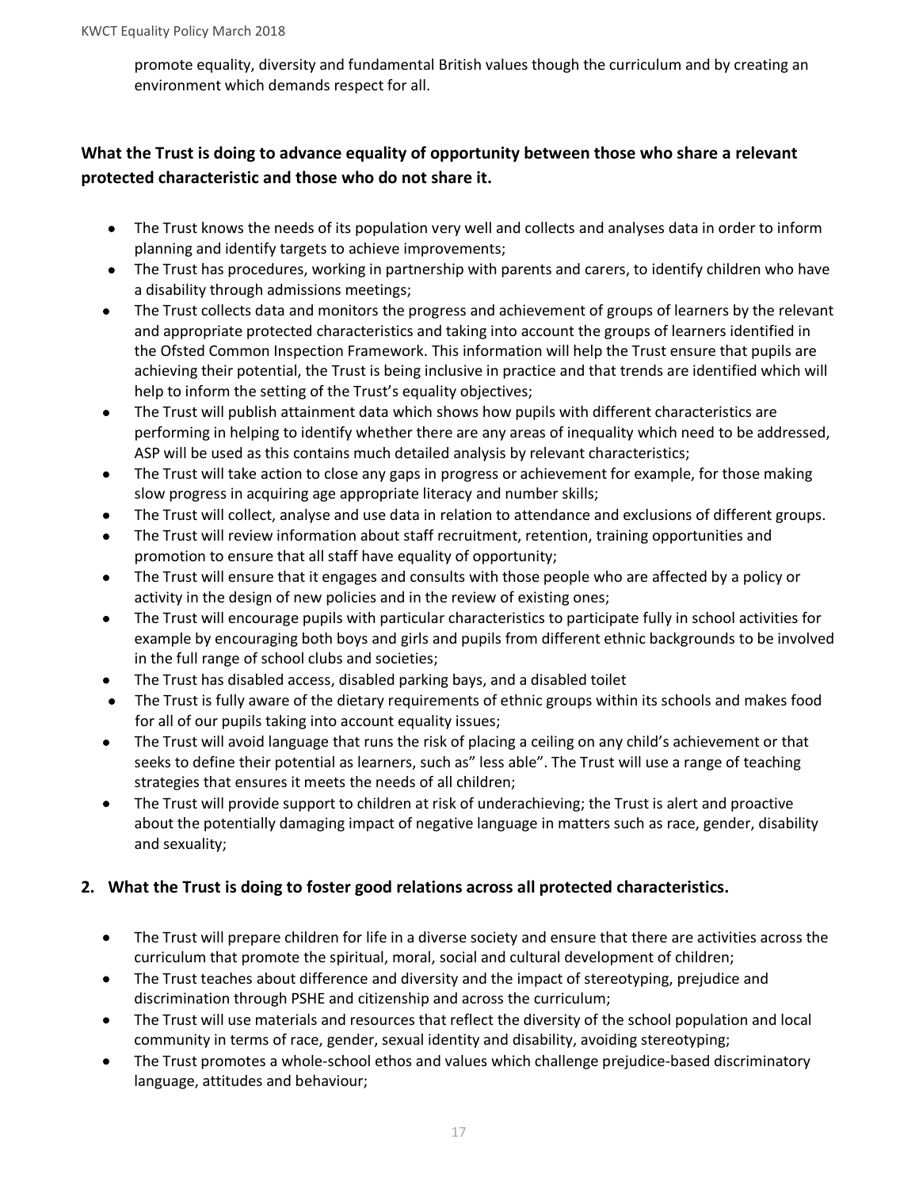promote equality, diversity and fundamental British values though the curriculum and by creating an environment which demands respect for all.

**What the Trust is doing to advance equality of opportunity between those who share a relevant protected characteristic and those who do not share it.**

- The Trust knows the needs of its population very well and collects and analyses data in order to inform planning and identify targets to achieve improvements;
- The Trust has procedures, working in partnership with parents and carers, to identify children who have a disability through admissions meetings;
- The Trust collects data and monitors the progress and achievement of groups of learners by the relevant and appropriate protected characteristics and taking into account the groups of learners identified in the Ofsted Common Inspection Framework. This information will help the Trust ensure that pupils are achieving their potential, the Trust is being inclusive in practice and that trends are identified which will help to inform the setting of the Trust's equality objectives;
- The Trust will publish attainment data which shows how pupils with different characteristics are performing in helping to identify whether there are any areas of inequality which need to be addressed, ASP will be used as this contains much detailed analysis by relevant characteristics;
- The Trust will take action to close any gaps in progress or achievement for example, for those making slow progress in acquiring age appropriate literacy and number skills;
- The Trust will collect, analyse and use data in relation to attendance and exclusions of different groups.
- The Trust will review information about staff recruitment, retention, training opportunities and promotion to ensure that all staff have equality of opportunity;
- The Trust will ensure that it engages and consults with those people who are affected by a policy or activity in the design of new policies and in the review of existing ones;
- The Trust will encourage pupils with particular characteristics to participate fully in school activities for example by encouraging both boys and girls and pupils from different ethnic backgrounds to be involved in the full range of school clubs and societies;
- The Trust has disabled access, disabled parking bays, and a disabled toilet
- The Trust is fully aware of the dietary requirements of ethnic groups within its schools and makes food for all of our pupils taking into account equality issues;
- The Trust will avoid language that runs the risk of placing a ceiling on any child's achievement or that seeks to define their potential as learners, such as" less able". The Trust will use a range of teaching strategies that ensures it meets the needs of all children;
- The Trust will provide support to children at risk of underachieving; the Trust is alert and proactive about the potentially damaging impact of negative language in matters such as race, gender, disability and sexuality;

**2. What the Trust is doing to foster good relations across all protected characteristics.**

- The Trust will prepare children for life in a diverse society and ensure that there are activities across the curriculum that promote the spiritual, moral, social and cultural development of children;
- The Trust teaches about difference and diversity and the impact of stereotyping, prejudice and discrimination through PSHE and citizenship and across the curriculum;
- The Trust will use materials and resources that reflect the diversity of the school population and local community in terms of race, gender, sexual identity and disability, avoiding stereotyping;
- The Trust promotes a whole-school ethos and values which challenge prejudice-based discriminatory language, attitudes and behaviour;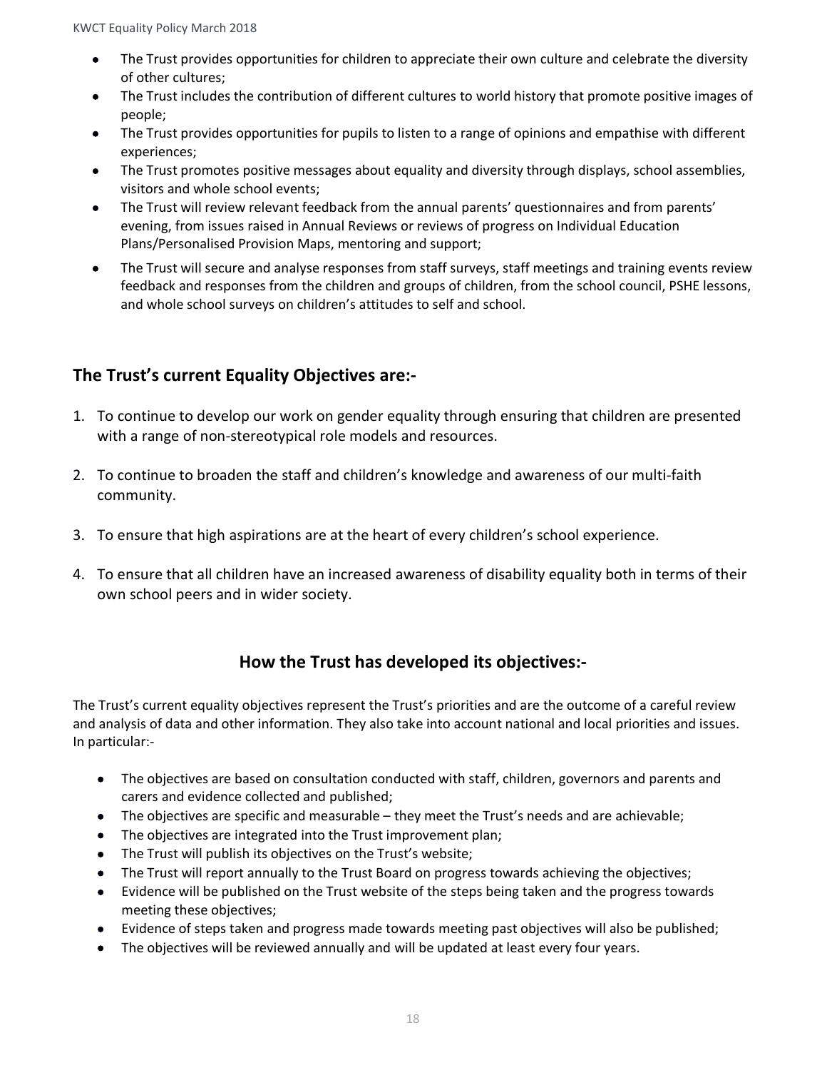- The Trust provides opportunities for children to appreciate their own culture and celebrate the diversity of other cultures;
- The Trust includes the contribution of different cultures to world history that promote positive images of people;
- The Trust provides opportunities for pupils to listen to a range of opinions and empathise with different experiences;
- The Trust promotes positive messages about equality and diversity through displays, school assemblies, visitors and whole school events;
- The Trust will review relevant feedback from the annual parents' questionnaires and from parents' evening, from issues raised in Annual Reviews or reviews of progress on Individual Education Plans/Personalised Provision Maps, mentoring and support;
- The Trust will secure and analyse responses from staff surveys, staff meetings and training events review feedback and responses from the children and groups of children, from the school council, PSHE lessons, and whole school surveys on children's attitudes to self and school.

## The Trust's current Equality Objectives are:-

1. To continue to develop our work on gender equality through ensuring that children are presented with a range of non-stereotypical role models and resources.
2. To continue to broaden the staff and children's knowledge and awareness of our multi-faith community.
3. To ensure that high aspirations are at the heart of every children's school experience.
4. To ensure that all children have an increased awareness of disability equality both in terms of their own school peers and in wider society.

## How the Trust has developed its objectives:-

The Trust's current equality objectives represent the Trust's priorities and are the outcome of a careful review and analysis of data and other information. They also take into account national and local priorities and issues. In particular:-

- The objectives are based on consultation conducted with staff, children, governors and parents and carers and evidence collected and published;
- The objectives are specific and measurable – they meet the Trust's needs and are achievable;
- The objectives are integrated into the Trust improvement plan;
- The Trust will publish its objectives on the Trust's website;
- The Trust will report annually to the Trust Board on progress towards achieving the objectives;
- Evidence will be published on the Trust website of the steps being taken and the progress towards meeting these objectives;
- Evidence of steps taken and progress made towards meeting past objectives will also be published;
- The objectives will be reviewed annually and will be updated at least every four years.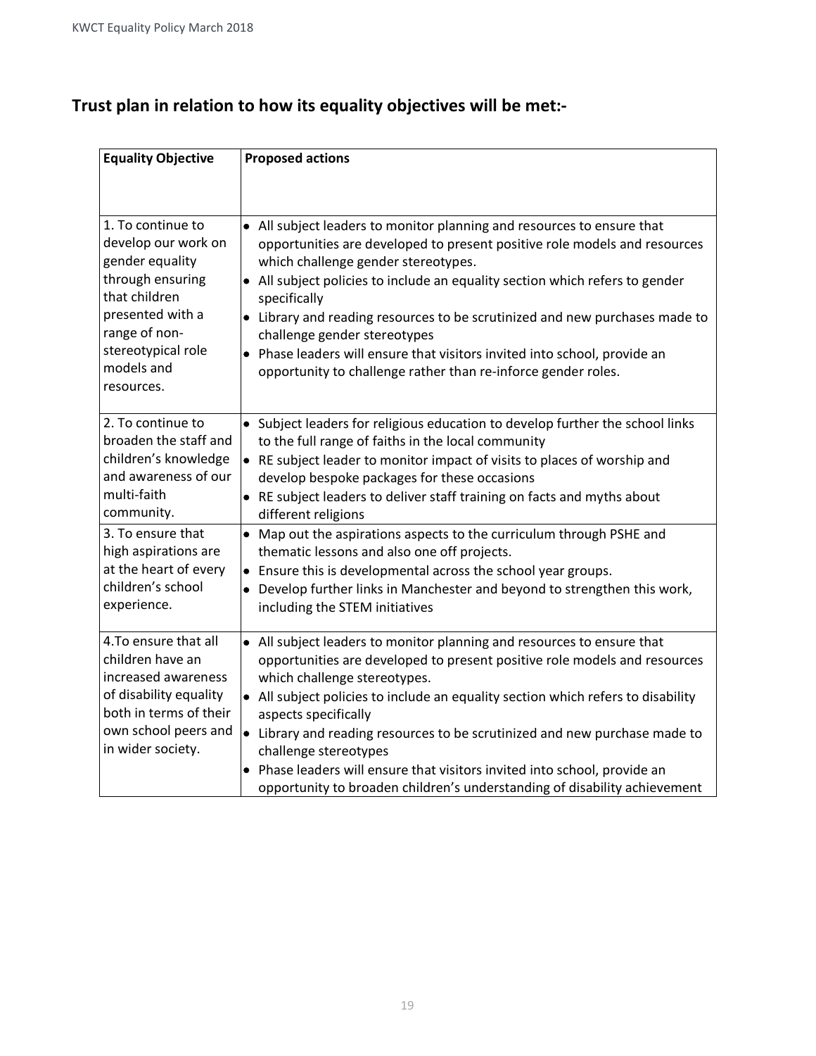## Trust plan in relation to how its equality objectives will be met:-

| Equality Objective | Proposed actions |
|---|---|
| 1. To continue to develop our work on gender equality through ensuring that children presented with a range of non-stereotypical role models and resources. | • All subject leaders to monitor planning and resources to ensure that opportunities are developed to present positive role models and resources which challenge gender stereotypes.<br>• All subject policies to include an equality section which refers to gender specifically<br>• Library and reading resources to be scrutinized and new purchases made to challenge gender stereotypes<br>• Phase leaders will ensure that visitors invited into school, provide an opportunity to challenge rather than re-inforce gender roles. |
| 2. To continue to broaden the staff and children's knowledge and awareness of our multi-faith community. | • Subject leaders for religious education to develop further the school links to the full range of faiths in the local community<br>• RE subject leader to monitor impact of visits to places of worship and develop bespoke packages for these occasions<br>• RE subject leaders to deliver staff training on facts and myths about different religions |
| 3. To ensure that high aspirations are at the heart of every children's school experience. | • Map out the aspirations aspects to the curriculum through PSHE and thematic lessons and also one off projects.<br>• Ensure this is developmental across the school year groups.<br>• Develop further links in Manchester and beyond to strengthen this work, including the STEM initiatives |
| 4.To ensure that all children have an increased awareness of disability equality both in terms of their own school peers and in wider society. | • All subject leaders to monitor planning and resources to ensure that opportunities are developed to present positive role models and resources which challenge stereotypes.<br>• All subject policies to include an equality section which refers to disability aspects specifically<br>• Library and reading resources to be scrutinized and new purchase made to challenge stereotypes<br>• Phase leaders will ensure that visitors invited into school, provide an opportunity to broaden children's understanding of disability achievement |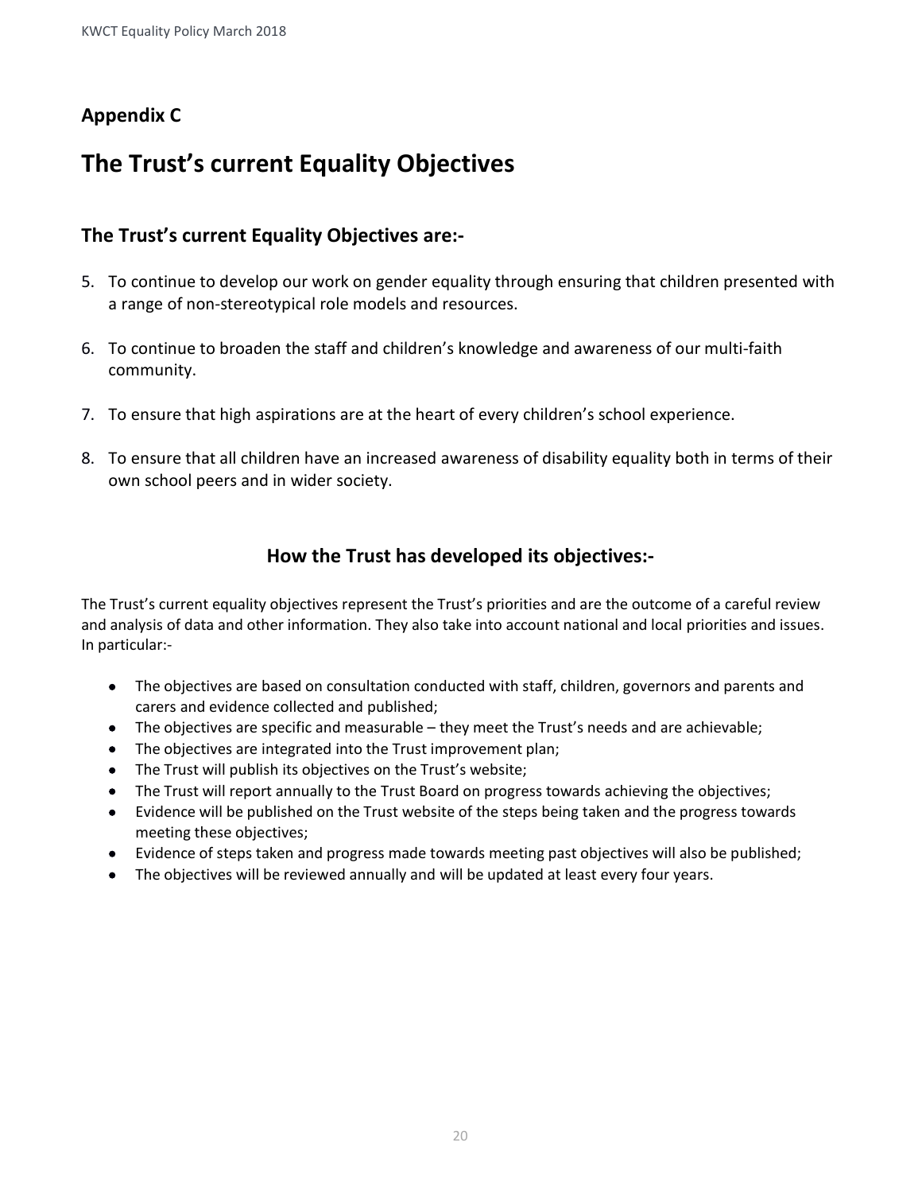## Appendix C

# The Trust's current Equality Objectives

## The Trust's current Equality Objectives are:-

5. To continue to develop our work on gender equality through ensuring that children presented with a range of non-stereotypical role models and resources.

6. To continue to broaden the staff and children's knowledge and awareness of our multi-faith community.

7. To ensure that high aspirations are at the heart of every children's school experience.

8. To ensure that all children have an increased awareness of disability equality both in terms of their own school peers and in wider society.

## How the Trust has developed its objectives:-

The Trust's current equality objectives represent the Trust's priorities and are the outcome of a careful review and analysis of data and other information. They also take into account national and local priorities and issues. In particular:-

- The objectives are based on consultation conducted with staff, children, governors and parents and carers and evidence collected and published;
- The objectives are specific and measurable – they meet the Trust's needs and are achievable;
- The objectives are integrated into the Trust improvement plan;
- The Trust will publish its objectives on the Trust's website;
- The Trust will report annually to the Trust Board on progress towards achieving the objectives;
- Evidence will be published on the Trust website of the steps being taken and the progress towards meeting these objectives;
- Evidence of steps taken and progress made towards meeting past objectives will also be published;
- The objectives will be reviewed annually and will be updated at least every four years.